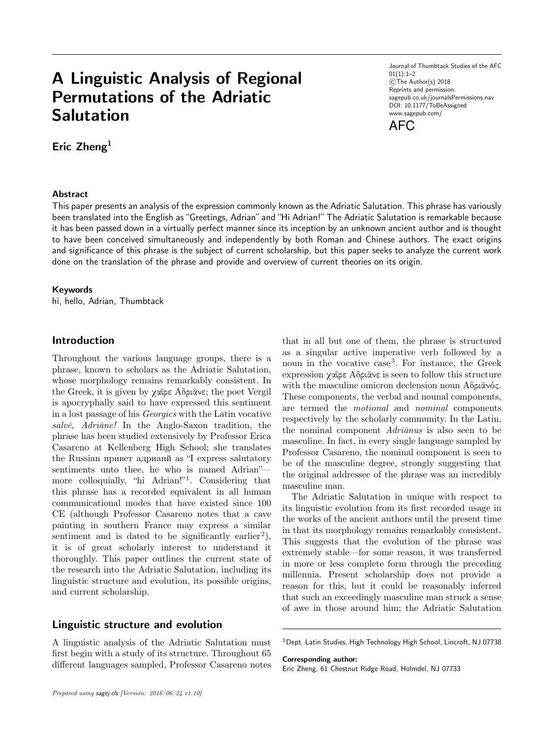# A Linguistic Analysis of Regional Permutations of the Adriatic Salutation

**Eric Zheng**[1]

### Abstract

This paper presents an analysis of the expression commonly known as the Adriatic Salutation. This phrase has variously been translated into the English as "Greetings, Adrian" and "Hi Adrian!" The Adriatic Salutation is remarkable because it has been passed down in a virtually perfect manner since its inception by an unknown ancient author and is thought to have been conceived simultaneously and independently by both Roman and Chinese authors. The exact origins and significance of this phrase is the subject of current scholarship, but this paper seeks to analyze the current work done on the translation of the phrase and provide and overview of current theories on its origin.

### Keywords

hi, hello, Adrian, Thumbtack

## Introduction

Throughout the various language groups, there is a phrase, known to scholars as the Adriatic Salutation, whose morphology remains remarkably consistent. In the Greek, it is given by χαῖρε Ἀδριᾶνε; the poet Vergil is apocryphally said to have expressed this sentiment in a lost passage of his *Georgics* with the Latin vocative *salvē, Adriāne!* In the Anglo-Saxon tradition, the phrase has been studied extensively by Professor Erica Casareno at Kellenberg High School; she translates the Russian привет адрианй as "I express salutatory sentiments unto thee, he who is named Adrian"—more colloquially, "hi Adrian!"[1]. Considering that this phrase has a recorded equivalent in all human communicational modes that have existed since 100 CE (although Professor Casareno notes that a cave painting in southern France may express a similar sentiment and is dated to be significantly earlier[2]), it is of great scholarly interest to understand it thoroughly. This paper outlines the current state of the research into the Adriatic Salutation, including its linguistic structure and evolution, its possible origins, and current scholarship.

## Linguistic structure and evolution

A linguistic analysis of the Adriatic Salutation must first begin with a study of its structure. Throughout 65 different languages sampled, Professor Casareno notes that in all but one of them, the phrase is structured as a singular active imperative verb followed by a noun in the vocative case[3]. For instance, the Greek expression χαῖρε Ἀδριᾶνε is seen to follow this structure with the masculine omicron declension noun Ἀδριᾶνός. These components, the verbal and nounal components, are termed the *motional* and *nominal* components respectively by the scholarly community. In the Latin, the nominal component *Adriānus* is also seen to be masculine. In fact, in every single language sampled by Professor Casareno, the nominal component is seen to be of the masculine degree, strongly suggesting that the original addressee of the phrase was an incredibly masculine man.

The Adriatic Salutation in unique with respect to its linguistic evolution from its first recorded usage in the works of the ancient authors until the present time in that its morphology remains remarkably consistent. This suggests that the evolution of the phrase was extremely stable—for some reason, it was transferred in more or less complete form through the preceding millennia. Present scholarship does not provide a reason for this, but it could be reasonably inferred that such an exceedingly masculine man struck a sense of awe in those around him; the Adriatic Salutation

---

[1]Dept. Latin Studies, High Technology High School, Lincroft, NJ 07738

**Corresponding author:**
Eric Zheng, 61 Chestnut Ridge Road, Holmdel, NJ 07733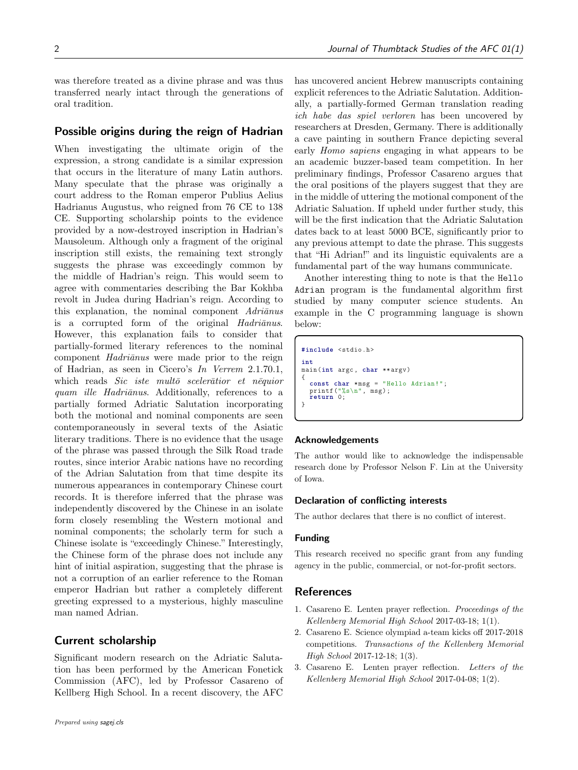was therefore treated as a divine phrase and was thus transferred nearly intact through the generations of oral tradition.

## Possible origins during the reign of Hadrian

When investigating the ultimate origin of the expression, a strong candidate is a similar expression that occurs in the literature of many Latin authors. Many speculate that the phrase was originally a court address to the Roman emperor Publius Aelius Hadrianus Augustus, who reigned from 76 CE to 138 CE. Supporting scholarship points to the evidence provided by a now-destroyed inscription in Hadrian's Mausoleum. Although only a fragment of the original inscription still exists, the remaining text strongly suggests the phrase was exceedingly common by the middle of Hadrian's reign. This would seem to agree with commentaries describing the Bar Kokhba revolt in Judea during Hadrian's reign. According to this explanation, the nominal component *Adriānus* is a corrupted form of the original *Hadriānus*. However, this explanation fails to consider that partially-formed literary references to the nominal component *Hadriānus* were made prior to the reign of Hadrian, as seen in Cicero's *In Verrem* 2.1.70.1, which reads *Sic iste multō scelerātior et nēquior quam ille Hadriānus*. Additionally, references to a partially formed Adriatic Salutation incorporating both the motional and nominal components are seen contemporaneously in several texts of the Asiatic literary traditions. There is no evidence that the usage of the phrase was passed through the Silk Road trade routes, since interior Arabic nations have no recording of the Adrian Salutation from that time despite its numerous appearances in contemporary Chinese court records. It is therefore inferred that the phrase was independently discovered by the Chinese in an isolate form closely resembling the Western motional and nominal components; the scholarly term for such a Chinese isolate is "exceedingly Chinese." Interestingly, the Chinese form of the phrase does not include any hint of initial aspiration, suggesting that the phrase is not a corruption of an earlier reference to the Roman emperor Hadrian but rather a completely different greeting expressed to a mysterious, highly masculine man named Adrian.

## Current scholarship

Significant modern research on the Adriatic Salutation has been performed by the American Fonetick Commission (AFC), led by Professor Casareno of Kellberg High School. In a recent discovery, the AFC has uncovered ancient Hebrew manuscripts containing explicit references to the Adriatic Salutation. Additionally, a partially-formed German translation reading *ich habe das spiel verloren* has been uncovered by researchers at Dresden, Germany. There is additionally a cave painting in southern France depicting several early *Homo sapiens* engaging in what appears to be an academic buzzer-based team competition. In her preliminary findings, Professor Casareno argues that the oral positions of the players suggest that they are in the middle of uttering the motional component of the Adriatic Saluation. If upheld under further study, this will be the first indication that the Adriatic Salutation dates back to at least 5000 BCE, significantly prior to any previous attempt to date the phrase. This suggests that "Hi Adrian!" and its linguistic equivalents are a fundamental part of the way humans communicate.

Another interesting thing to note is that the `Hello Adrian` program is the fundamental algorithm first studied by many computer science students. An example in the C programming language is shown below:

```
#include <stdio.h>

int
main(int argc, char **argv)
{
  const char *msg = "Hello Adrian!";
  printf("%s\n", msg);
  return 0;
}
```

### Acknowledgements

The author would like to acknowledge the indispensable research done by Professor Nelson F. Lin at the University of Iowa.

### Declaration of conflicting interests

The author declares that there is no conflict of interest.

### Funding

This research received no specific grant from any funding agency in the public, commercial, or not-for-profit sectors.

## References

1. Casareno E. Lenten prayer reflection. *Proceedings of the Kellenberg Memorial High School* 2017-03-18; 1(1).
2. Casareno E. Science olympiad a-team kicks off 2017-2018 competitions. *Transactions of the Kellenberg Memorial High School* 2017-12-18; 1(3).
3. Casareno E. Lenten prayer reflection. *Letters of the Kellenberg Memorial High School* 2017-04-08; 1(2).